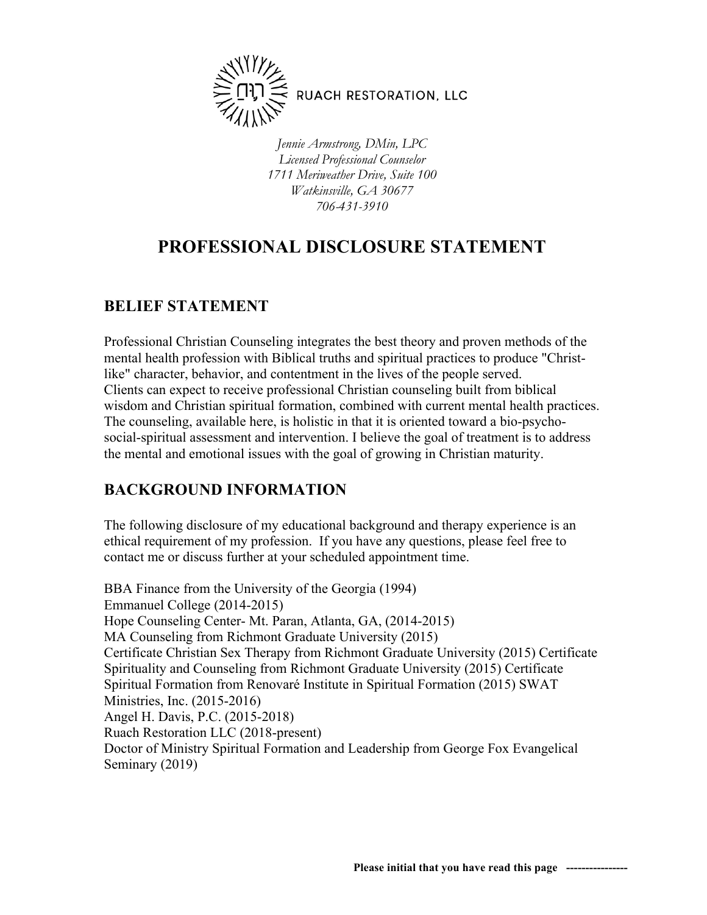RUACH RESTORATION, LLC

*Jennie Armstrong, DMin, LPC*
*Licensed Professional Counselor*
*1711 Meriweather Drive, Suite 100*
*Watkinsville, GA 30677*
*706-431-3910*

# PROFESSIONAL DISCLOSURE STATEMENT

## BELIEF STATEMENT

Professional Christian Counseling integrates the best theory and proven methods of the mental health profession with Biblical truths and spiritual practices to produce "Christ-like" character, behavior, and contentment in the lives of the people served.
Clients can expect to receive professional Christian counseling built from biblical wisdom and Christian spiritual formation, combined with current mental health practices.
The counseling, available here, is holistic in that it is oriented toward a bio-psycho-social-spiritual assessment and intervention. I believe the goal of treatment is to address the mental and emotional issues with the goal of growing in Christian maturity.

## BACKGROUND INFORMATION

The following disclosure of my educational background and therapy experience is an ethical requirement of my profession. If you have any questions, please feel free to contact me or discuss further at your scheduled appointment time.

BBA Finance from the University of the Georgia (1994)
Emmanuel College (2014-2015)
Hope Counseling Center- Mt. Paran, Atlanta, GA, (2014-2015)
MA Counseling from Richmont Graduate University (2015)
Certificate Christian Sex Therapy from Richmont Graduate University (2015) Certificate Spirituality and Counseling from Richmont Graduate University (2015) Certificate Spiritual Formation from Renovaré Institute in Spiritual Formation (2015) SWAT Ministries, Inc. (2015-2016)
Angel H. Davis, P.C. (2015-2018)
Ruach Restoration LLC (2018-present)
Doctor of Ministry Spiritual Formation and Leadership from George Fox Evangelical Seminary (2019)

**Please initial that you have read this page ----------------**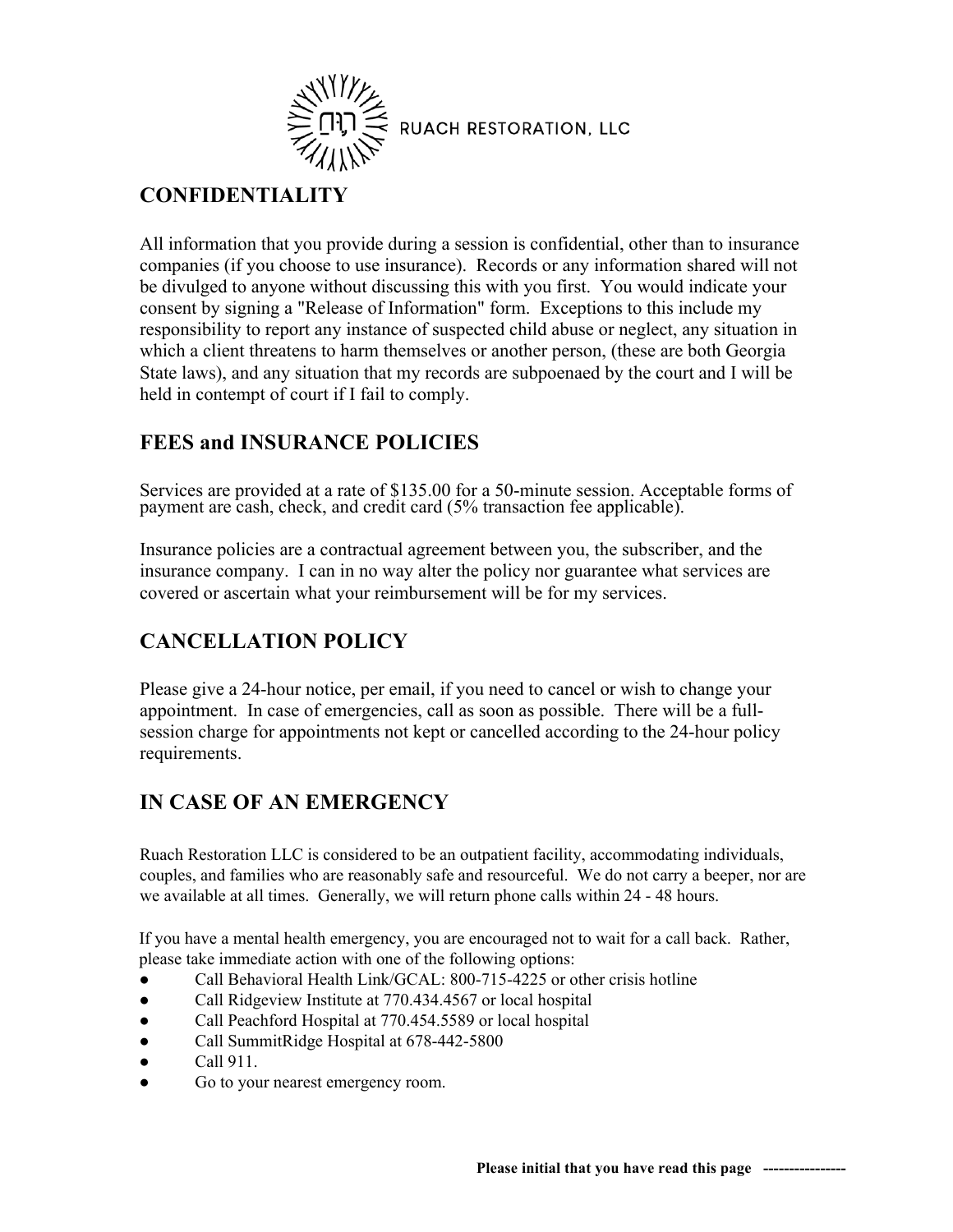RUACH RESTORATION, LLC

## CONFIDENTIALITY

All information that you provide during a session is confidential, other than to insurance companies (if you choose to use insurance). Records or any information shared will not be divulged to anyone without discussing this with you first. You would indicate your consent by signing a "Release of Information" form. Exceptions to this include my responsibility to report any instance of suspected child abuse or neglect, any situation in which a client threatens to harm themselves or another person, (these are both Georgia State laws), and any situation that my records are subpoenaed by the court and I will be held in contempt of court if I fail to comply.

## FEES and INSURANCE POLICIES

Services are provided at a rate of $135.00 for a 50-minute session. Acceptable forms of payment are cash, check, and credit card (5% transaction fee applicable).

Insurance policies are a contractual agreement between you, the subscriber, and the insurance company. I can in no way alter the policy nor guarantee what services are covered or ascertain what your reimbursement will be for my services.

## CANCELLATION POLICY

Please give a 24-hour notice, per email, if you need to cancel or wish to change your appointment. In case of emergencies, call as soon as possible. There will be a full-session charge for appointments not kept or cancelled according to the 24-hour policy requirements.

## IN CASE OF AN EMERGENCY

Ruach Restoration LLC is considered to be an outpatient facility, accommodating individuals, couples, and families who are reasonably safe and resourceful. We do not carry a beeper, nor are we available at all times. Generally, we will return phone calls within 24 - 48 hours.

If you have a mental health emergency, you are encouraged not to wait for a call back. Rather, please take immediate action with one of the following options:

- Call Behavioral Health Link/GCAL: 800-715-4225 or other crisis hotline
- Call Ridgeview Institute at 770.434.4567 or local hospital
- Call Peachford Hospital at 770.454.5589 or local hospital
- Call SummitRidge Hospital at 678-442-5800
- Call 911.
- Go to your nearest emergency room.

**Please initial that you have read this page ----------------**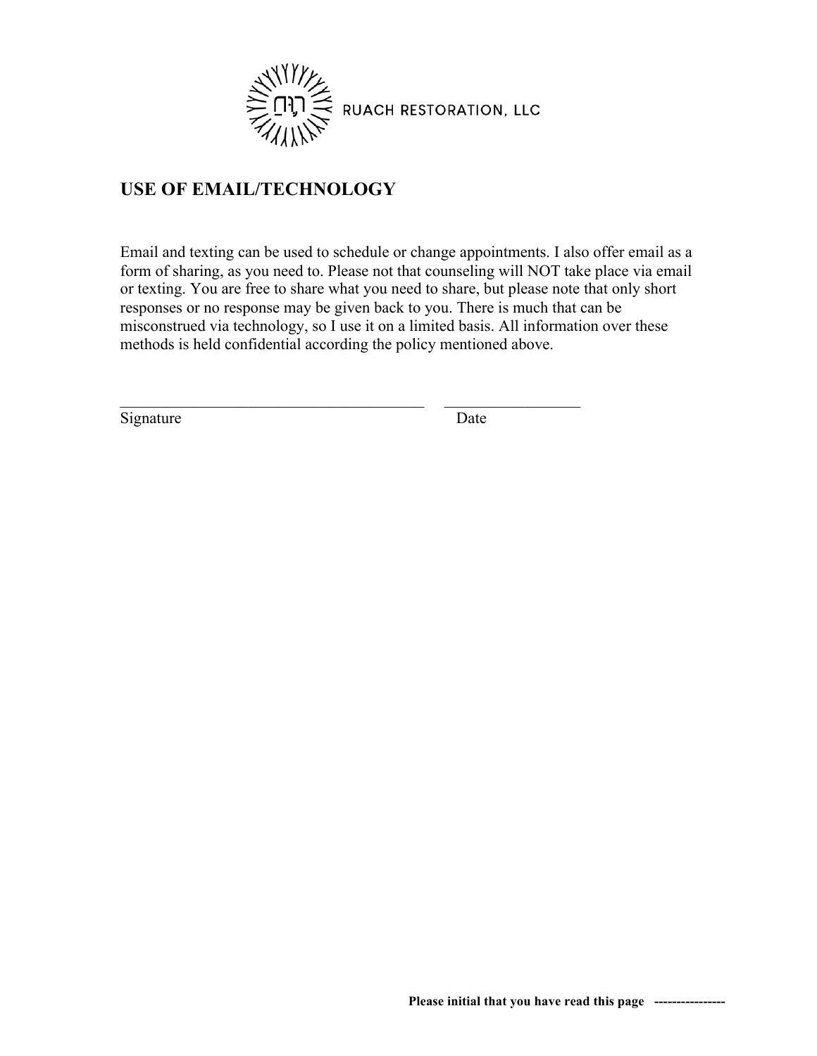RUACH RESTORATION, LLC

## USE OF EMAIL/TECHNOLOGY

Email and texting can be used to schedule or change appointments. I also offer email as a form of sharing, as you need to. Please not that counseling will NOT take place via email or texting. You are free to share what you need to share, but please note that only short responses or no response may be given back to you. There is much that can be misconstrued via technology, so I use it on a limited basis. All information over these methods is held confidential according the policy mentioned above.

\_\_\_\_\_\_\_\_\_\_\_\_\_\_\_\_\_\_\_\_\_\_\_\_\_\_\_\_\_\_\_\_\_\_\_\_\_\_\_\_ \_\_\_\_\_\_\_\_\_\_\_\_\_\_\_\_\_\_
Signature Date

**Please initial that you have read this page ----------------**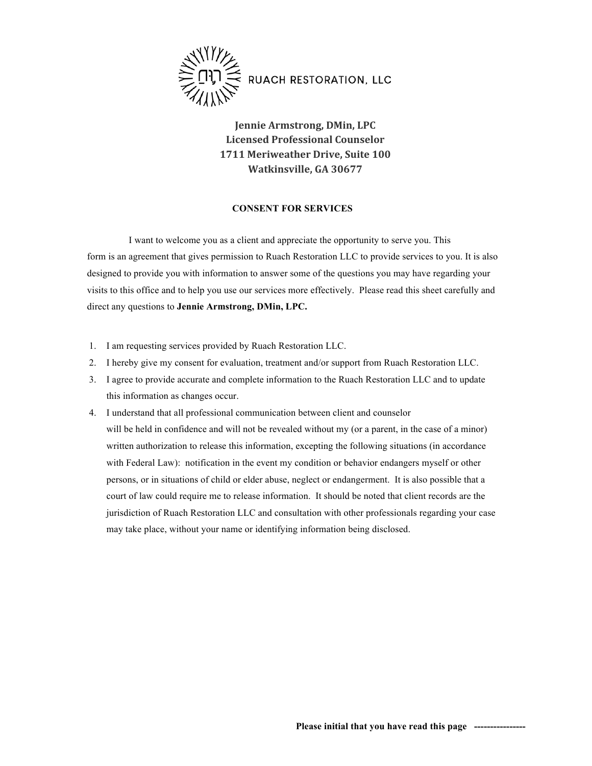RUACH RESTORATION, LLC

**Jennie Armstrong, DMin, LPC**
**Licensed Professional Counselor**
**1711 Meriweather Drive, Suite 100**
**Watkinsville, GA 30677**

## CONSENT FOR SERVICES

I want to welcome you as a client and appreciate the opportunity to serve you. This form is an agreement that gives permission to Ruach Restoration LLC to provide services to you. It is also designed to provide you with information to answer some of the questions you may have regarding your visits to this office and to help you use our services more effectively. Please read this sheet carefully and direct any questions to **Jennie Armstrong, DMin, LPC.**

1. I am requesting services provided by Ruach Restoration LLC.
2. I hereby give my consent for evaluation, treatment and/or support from Ruach Restoration LLC.
3. I agree to provide accurate and complete information to the Ruach Restoration LLC and to update this information as changes occur.
4. I understand that all professional communication between client and counselor will be held in confidence and will not be revealed without my (or a parent, in the case of a minor) written authorization to release this information, excepting the following situations (in accordance with Federal Law): notification in the event my condition or behavior endangers myself or other persons, or in situations of child or elder abuse, neglect or endangerment. It is also possible that a court of law could require me to release information. It should be noted that client records are the jurisdiction of Ruach Restoration LLC and consultation with other professionals regarding your case may take place, without your name or identifying information being disclosed.

**Please initial that you have read this page ----------------**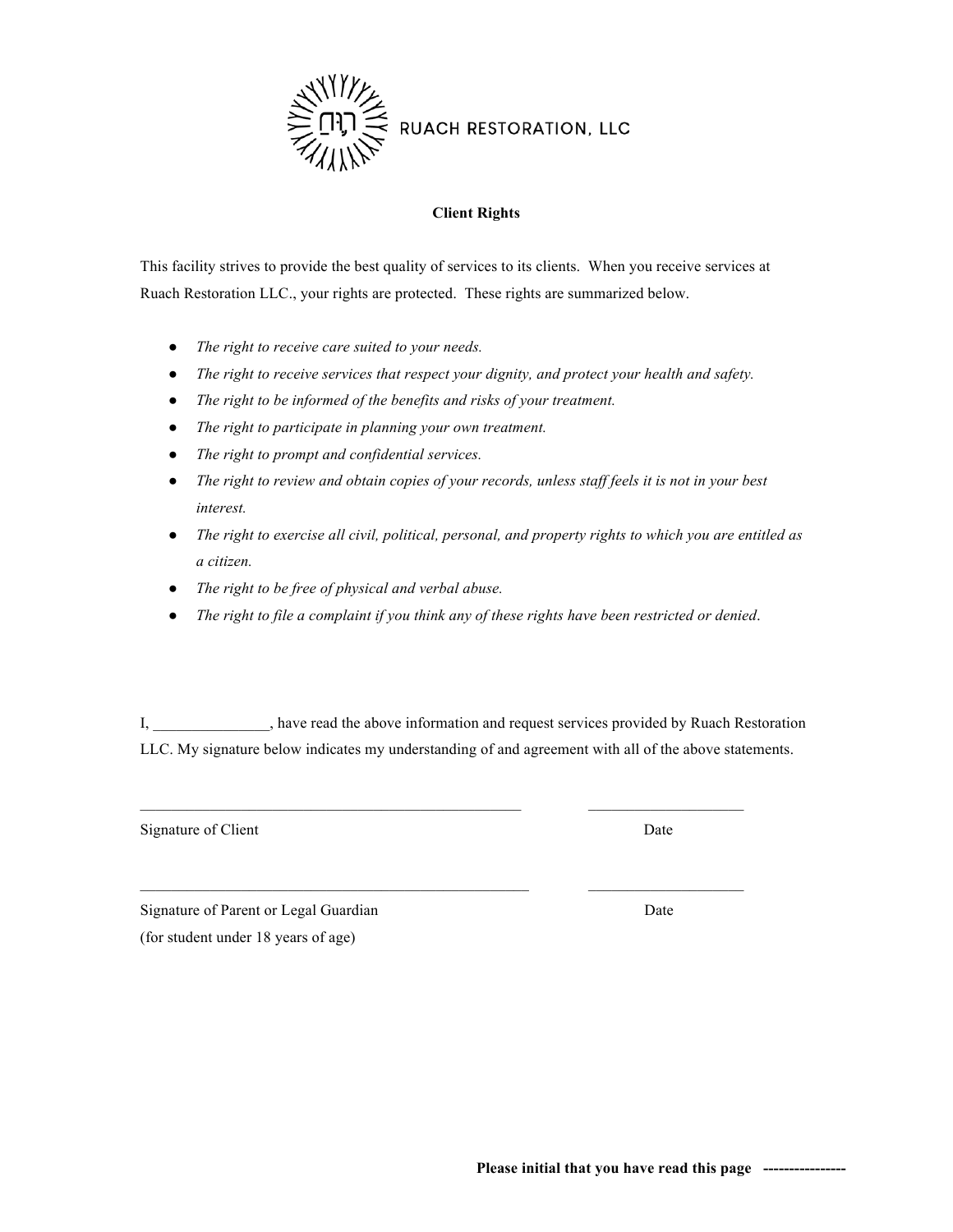RUACH RESTORATION, LLC

**Client Rights**

This facility strives to provide the best quality of services to its clients. When you receive services at Ruach Restoration LLC., your rights are protected. These rights are summarized below.

- *The right to receive care suited to your needs.*
- *The right to receive services that respect your dignity, and protect your health and safety.*
- *The right to be informed of the benefits and risks of your treatment.*
- *The right to participate in planning your own treatment.*
- *The right to prompt and confidential services.*
- *The right to review and obtain copies of your records, unless staff feels it is not in your best interest.*
- *The right to exercise all civil, political, personal, and property rights to which you are entitled as a citizen.*
- *The right to be free of physical and verbal abuse.*
- *The right to file a complaint if you think any of these rights have been restricted or denied*.

I, _______________, have read the above information and request services provided by Ruach Restoration LLC. My signature below indicates my understanding of and agreement with all of the above statements.

__________________________________________________ ____________________

Signature of Client Date

__________________________________________________ ____________________

Signature of Parent or Legal Guardian Date
(for student under 18 years of age)

**Please initial that you have read this page ----------------**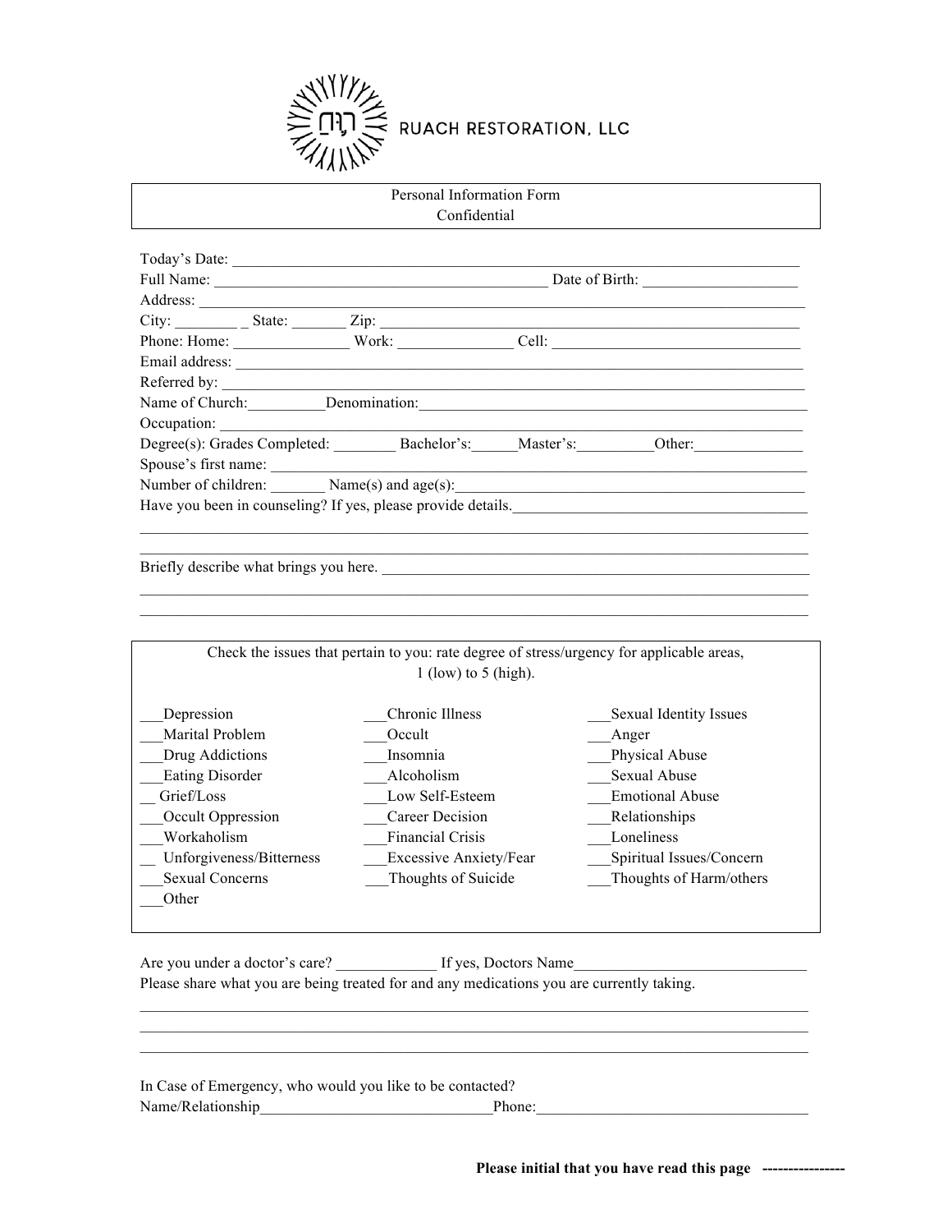RUACH RESTORATION, LLC

**Personal Information Form**
**Confidential**

Today's Date: ______________________________________________________________________________

Full Name: ____________________________________________ Date of Birth: ____________________

Address: ______________________________________________________________________________

City: ________ _ State: _______ Zip: ____________________________________________________

Phone: Home: _______________ Work: _______________ Cell: _________________________________

Email address: _________________________________________________________________________

Referred by: ___________________________________________________________________________

Name of Church:__________Denomination:___________________________________________________

Occupation: ____________________________________________________________________________

Degree(s): Grades Completed: ________ Bachelor's:______Master's:__________Other:______________

Spouse's first name: ______________________________________________________________________

Number of children: _______ Name(s) and age(s):_____________________________________________

Have you been in counseling? If yes, please provide details.______________________________________

_______________________________________________________________________________________

_______________________________________________________________________________________

Briefly describe what brings you here. _______________________________________________________

_______________________________________________________________________________________

_______________________________________________________________________________________

Check the issues that pertain to you: rate degree of stress/urgency for applicable areas, 1 (low) to 5 (high).

___Depression
___Marital Problem
___Drug Addictions
___Eating Disorder
__ Grief/Loss
___Occult Oppression
___Workaholism
__ Unforgiveness/Bitterness
___Sexual Concerns
___Other

___Chronic Illness
___Occult
___Insomnia
___Alcoholism
___Low Self-Esteem
___Career Decision
___Financial Crisis
___Excessive Anxiety/Fear
___Thoughts of Suicide

___Sexual Identity Issues
___Anger
___Physical Abuse
___Sexual Abuse
___Emotional Abuse
___Relationships
___Loneliness
___Spiritual Issues/Concern
___Thoughts of Harm/others

Are you under a doctor's care? _____________ If yes, Doctors Name______________________________

Please share what you are being treated for and any medications you are currently taking.

_______________________________________________________________________________________

_______________________________________________________________________________________

_______________________________________________________________________________________

In Case of Emergency, who would you like to be contacted?

Name/Relationship_______________________________Phone:____________________________________

**Please initial that you have read this page ----------------**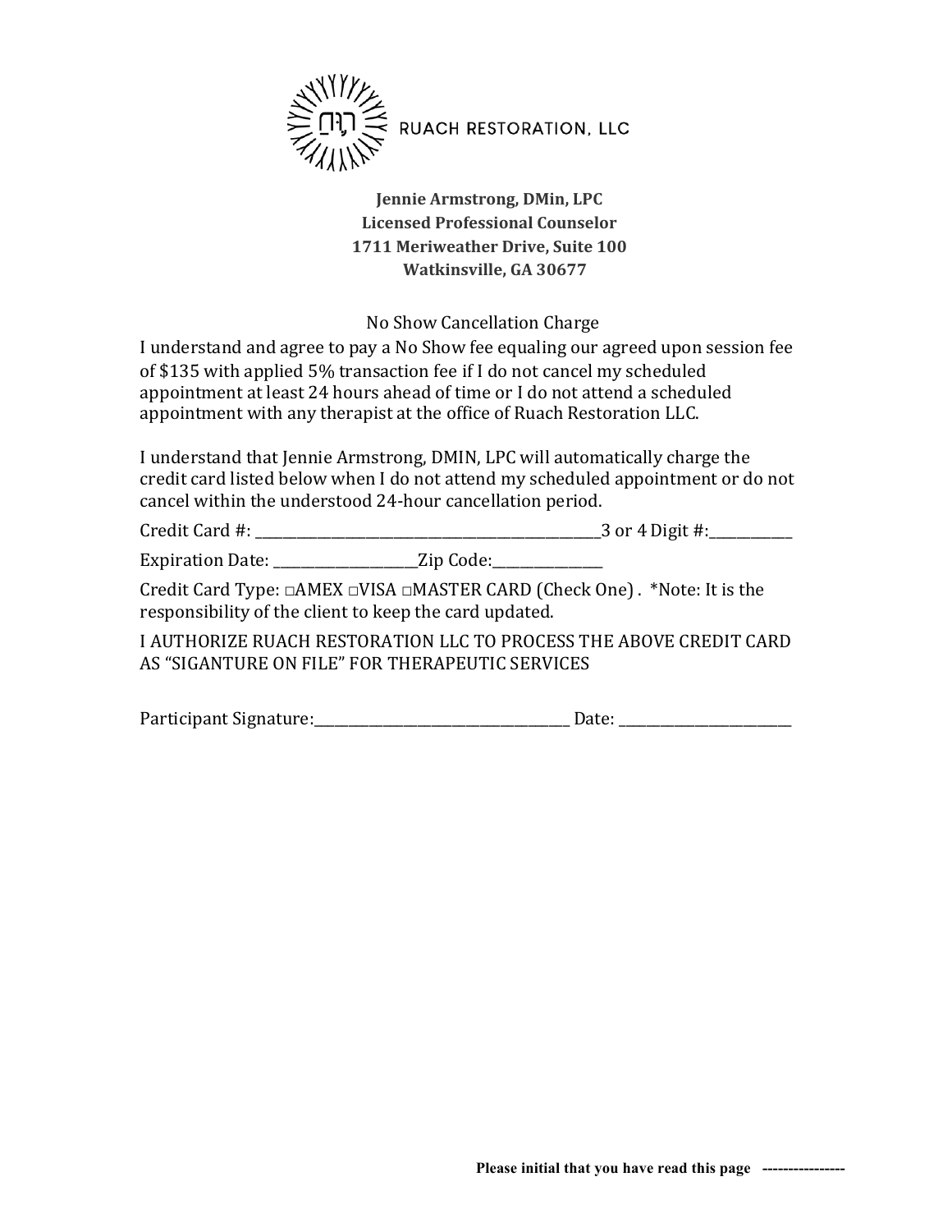RUACH RESTORATION, LLC

**Jennie Armstrong, DMin, LPC**
**Licensed Professional Counselor**
**1711 Meriweather Drive, Suite 100**
**Watkinsville, GA 30677**

No Show Cancellation Charge

I understand and agree to pay a No Show fee equaling our agreed upon session fee of $135 with applied 5% transaction fee if I do not cancel my scheduled appointment at least 24 hours ahead of time or I do not attend a scheduled appointment with any therapist at the office of Ruach Restoration LLC.

I understand that Jennie Armstrong, DMIN, LPC will automatically charge the credit card listed below when I do not attend my scheduled appointment or do not cancel within the understood 24-hour cancellation period.

Credit Card #: ________________________________________________3 or 4 Digit #:___________

Expiration Date: ___________________Zip Code:______________

Credit Card Type: □AMEX □VISA □MASTER CARD (Check One) . *Note: It is the responsibility of the client to keep the card updated.

I AUTHORIZE RUACH RESTORATION LLC TO PROCESS THE ABOVE CREDIT CARD AS "SIGANTURE ON FILE" FOR THERAPEUTIC SERVICES

Participant Signature:___________________________________ Date: _______________________

**Please initial that you have read this page ----------------**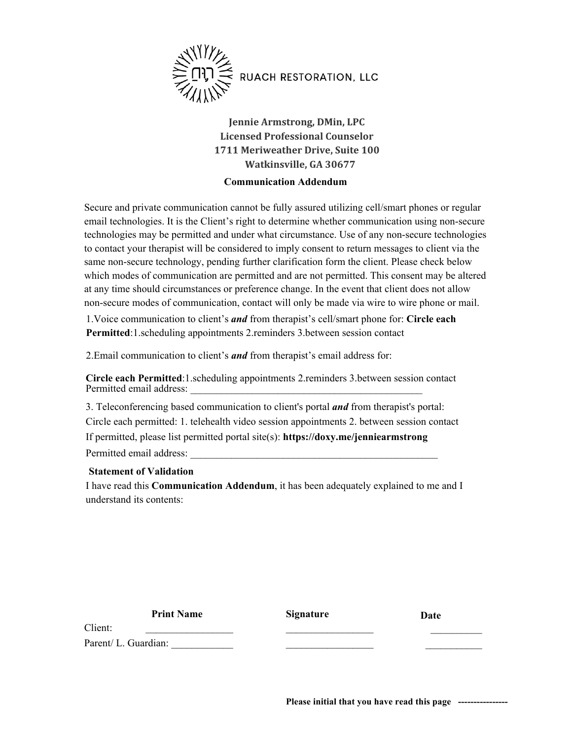RUACH RESTORATION, LLC

**Jennie Armstrong, DMin, LPC**
**Licensed Professional Counselor**
**1711 Meriweather Drive, Suite 100**
**Watkinsville, GA 30677**

## Communication Addendum

Secure and private communication cannot be fully assured utilizing cell/smart phones or regular email technologies. It is the Client's right to determine whether communication using non-secure technologies may be permitted and under what circumstance. Use of any non-secure technologies to contact your therapist will be considered to imply consent to return messages to client via the same non-secure technology, pending further clarification form the client. Please check below which modes of communication are permitted and are not permitted. This consent may be altered at any time should circumstances or preference change. In the event that client does not allow non-secure modes of communication, contact will only be made via wire to wire phone or mail.

1.Voice communication to client's ***and*** from therapist's cell/smart phone for: **Circle each Permitted**:1.scheduling appointments 2.reminders 3.between session contact

2.Email communication to client's ***and*** from therapist's email address for:

**Circle each Permitted**:1.scheduling appointments 2.reminders 3.between session contact
Permitted email address: _______________________________________________

3. Teleconferencing based communication to client's portal ***and*** from therapist's portal:
Circle each permitted: 1. telehealth video session appointments 2. between session contact
If permitted, please list permitted portal site(s): **https://doxy.me/jenniearmstrong**
Permitted email address: __________________________________________________

**Statement of Validation**

I have read this **Communication Addendum**, it has been adequately explained to me and I understand its contents:

| | Print Name | Signature | Date |
|---|---|---|---|
| Client: | _________________ | _________________ | __________ |
| Parent/ L. Guardian: | ____________ | _________________ | ___________ |

**Please initial that you have read this page** ----------------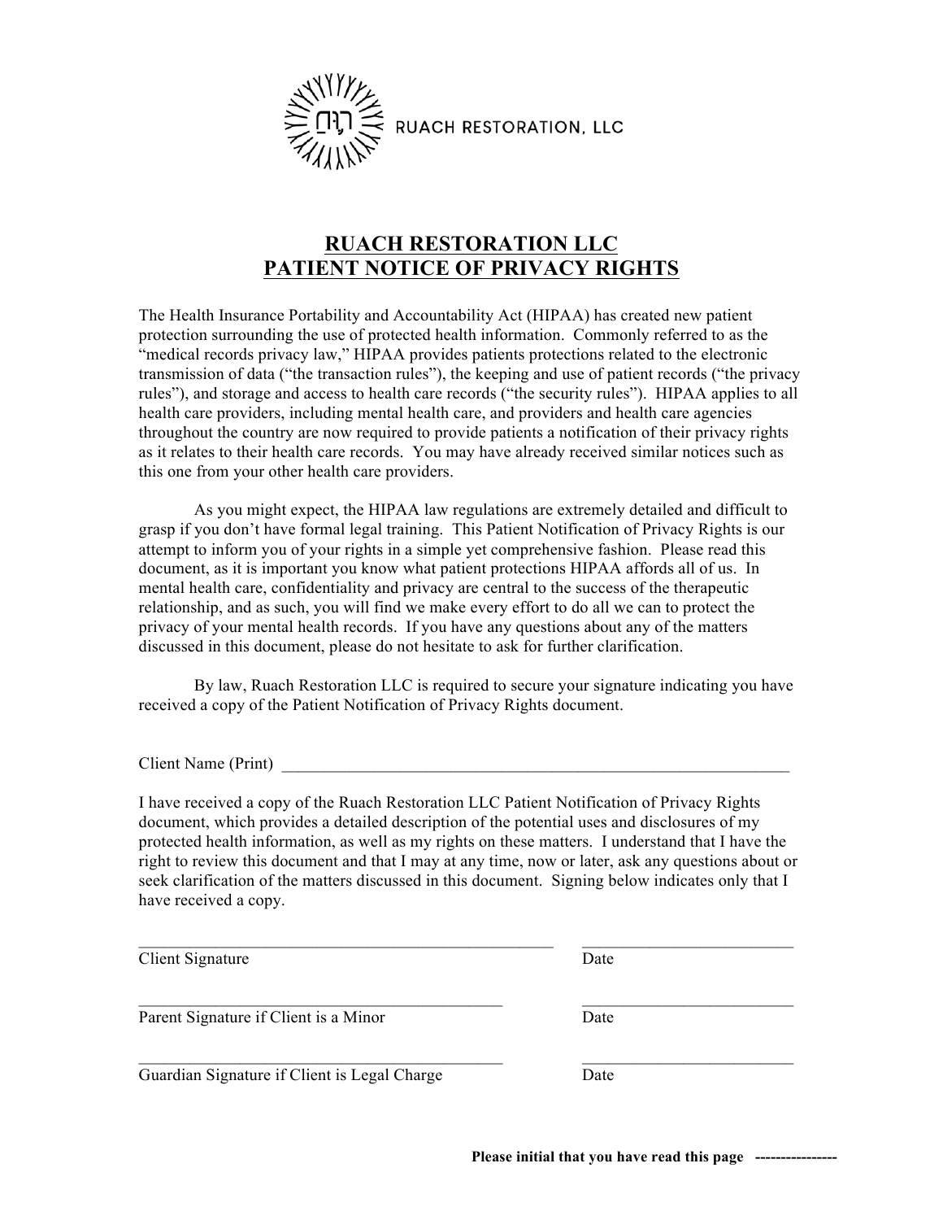RUACH RESTORATION, LLC

## RUACH RESTORATION LLC
## PATIENT NOTICE OF PRIVACY RIGHTS

The Health Insurance Portability and Accountability Act (HIPAA) has created new patient protection surrounding the use of protected health information. Commonly referred to as the "medical records privacy law," HIPAA provides patients protections related to the electronic transmission of data ("the transaction rules"), the keeping and use of patient records ("the privacy rules"), and storage and access to health care records ("the security rules"). HIPAA applies to all health care providers, including mental health care, and providers and health care agencies throughout the country are now required to provide patients a notification of their privacy rights as it relates to their health care records. You may have already received similar notices such as this one from your other health care providers.

As you might expect, the HIPAA law regulations are extremely detailed and difficult to grasp if you don't have formal legal training. This Patient Notification of Privacy Rights is our attempt to inform you of your rights in a simple yet comprehensive fashion. Please read this document, as it is important you know what patient protections HIPAA affords all of us. In mental health care, confidentiality and privacy are central to the success of the therapeutic relationship, and as such, you will find we make every effort to do all we can to protect the privacy of your mental health records. If you have any questions about any of the matters discussed in this document, please do not hesitate to ask for further clarification.

By law, Ruach Restoration LLC is required to secure your signature indicating you have received a copy of the Patient Notification of Privacy Rights document.

Client Name (Print) _______________________________________________________________

I have received a copy of the Ruach Restoration LLC Patient Notification of Privacy Rights document, which provides a detailed description of the potential uses and disclosures of my protected health information, as well as my rights on these matters. I understand that I have the right to review this document and that I may at any time, now or later, ask any questions about or seek clarification of the matters discussed in this document. Signing below indicates only that I have received a copy.

_____________________________________________________ __________________________
Client Signature Date

______________________________________________ __________________________
Parent Signature if Client is a Minor Date

______________________________________________ __________________________
Guardian Signature if Client is Legal Charge Date

**Please initial that you have read this page ----------------**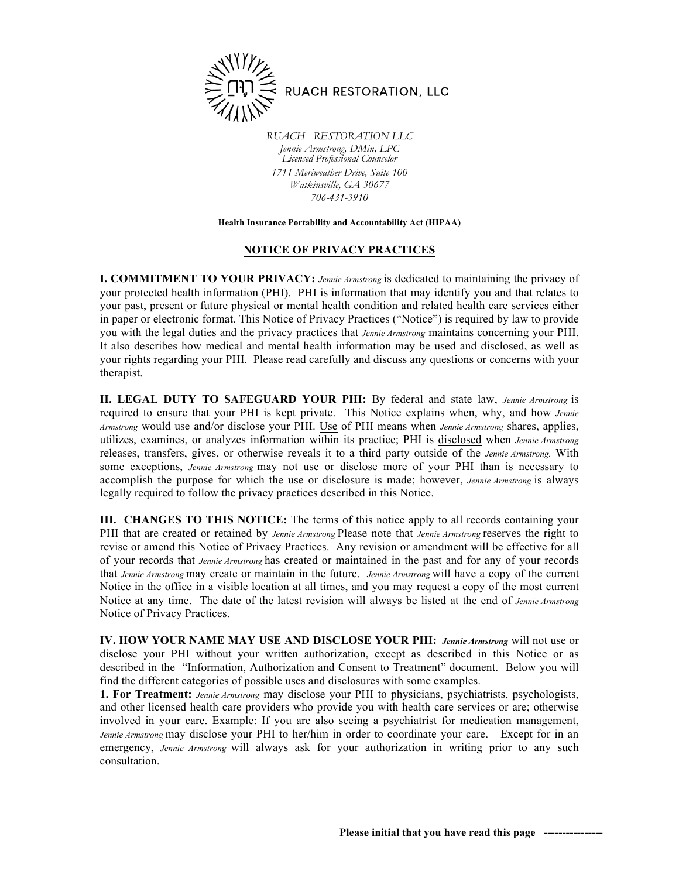RUACH RESTORATION, LLC

*RUACH RESTORATION LLC*
*Jennie Armstrong, DMin, LPC*
*Licensed Professional Counselor*
*1711 Meriweather Drive, Suite 100*
*Watkinsville, GA 30677*
*706-431-3910*

**Health Insurance Portability and Accountability Act (HIPAA)**

## NOTICE OF PRIVACY PRACTICES

**I. COMMITMENT TO YOUR PRIVACY:** *Jennie Armstrong* is dedicated to maintaining the privacy of your protected health information (PHI). PHI is information that may identify you and that relates to your past, present or future physical or mental health condition and related health care services either in paper or electronic format. This Notice of Privacy Practices ("Notice") is required by law to provide you with the legal duties and the privacy practices that *Jennie Armstrong* maintains concerning your PHI. It also describes how medical and mental health information may be used and disclosed, as well as your rights regarding your PHI. Please read carefully and discuss any questions or concerns with your therapist.

**II. LEGAL DUTY TO SAFEGUARD YOUR PHI:** By federal and state law, *Jennie Armstrong* is required to ensure that your PHI is kept private. This Notice explains when, why, and how *Jennie Armstrong* would use and/or disclose your PHI. Use of PHI means when *Jennie Armstrong* shares, applies, utilizes, examines, or analyzes information within its practice; PHI is disclosed when *Jennie Armstrong* releases, transfers, gives, or otherwise reveals it to a third party outside of the *Jennie Armstrong.* With some exceptions, *Jennie Armstrong* may not use or disclose more of your PHI than is necessary to accomplish the purpose for which the use or disclosure is made; however, *Jennie Armstrong* is always legally required to follow the privacy practices described in this Notice.

**III. CHANGES TO THIS NOTICE:** The terms of this notice apply to all records containing your PHI that are created or retained by *Jennie Armstrong* Please note that *Jennie Armstrong* reserves the right to revise or amend this Notice of Privacy Practices. Any revision or amendment will be effective for all of your records that *Jennie Armstrong* has created or maintained in the past and for any of your records that *Jennie Armstrong* may create or maintain in the future. *Jennie Armstrong* will have a copy of the current Notice in the office in a visible location at all times, and you may request a copy of the most current Notice at any time. The date of the latest revision will always be listed at the end of *Jennie Armstrong* Notice of Privacy Practices.

**IV. HOW YOUR NAME MAY USE AND DISCLOSE YOUR PHI:** ***Jennie Armstrong*** will not use or disclose your PHI without your written authorization, except as described in this Notice or as described in the "Information, Authorization and Consent to Treatment" document. Below you will find the different categories of possible uses and disclosures with some examples.

**1. For Treatment:** *Jennie Armstrong* may disclose your PHI to physicians, psychiatrists, psychologists, and other licensed health care providers who provide you with health care services or are; otherwise involved in your care. Example: If you are also seeing a psychiatrist for medication management, *Jennie Armstrong* may disclose your PHI to her/him in order to coordinate your care. Except for in an emergency, *Jennie Armstrong* will always ask for your authorization in writing prior to any such consultation.

**Please initial that you have read this page ----------------**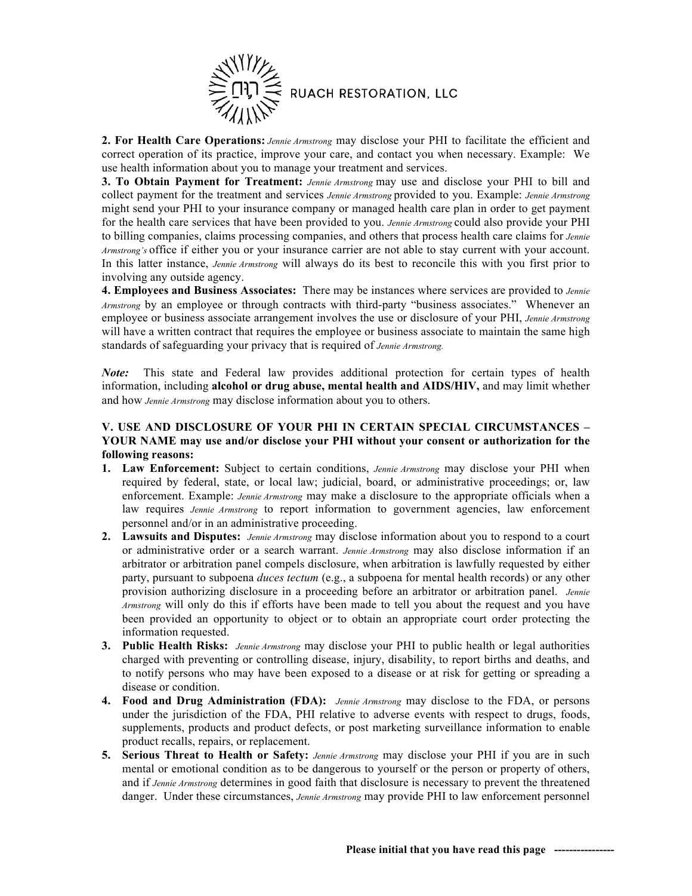RUACH RESTORATION, LLC

**2. For Health Care Operations:** *Jennie Armstrong* may disclose your PHI to facilitate the efficient and correct operation of its practice, improve your care, and contact you when necessary. Example: We use health information about you to manage your treatment and services.

**3. To Obtain Payment for Treatment:** *Jennie Armstrong* may use and disclose your PHI to bill and collect payment for the treatment and services *Jennie Armstrong* provided to you. Example: *Jennie Armstrong* might send your PHI to your insurance company or managed health care plan in order to get payment for the health care services that have been provided to you. *Jennie Armstrong* could also provide your PHI to billing companies, claims processing companies, and others that process health care claims for *Jennie Armstrong's* office if either you or your insurance carrier are not able to stay current with your account. In this latter instance, *Jennie Armstrong* will always do its best to reconcile this with you first prior to involving any outside agency.

**4. Employees and Business Associates:** There may be instances where services are provided to *Jennie Armstrong* by an employee or through contracts with third-party "business associates." Whenever an employee or business associate arrangement involves the use or disclosure of your PHI, *Jennie Armstrong* will have a written contract that requires the employee or business associate to maintain the same high standards of safeguarding your privacy that is required of *Jennie Armstrong.*

***Note:*** This state and Federal law provides additional protection for certain types of health information, including **alcohol or drug abuse, mental health and AIDS/HIV,** and may limit whether and how *Jennie Armstrong* may disclose information about you to others.

**V. USE AND DISCLOSURE OF YOUR PHI IN CERTAIN SPECIAL CIRCUMSTANCES – YOUR NAME may use and/or disclose your PHI without your consent or authorization for the following reasons:**

1. **Law Enforcement:** Subject to certain conditions, *Jennie Armstrong* may disclose your PHI when required by federal, state, or local law; judicial, board, or administrative proceedings; or, law enforcement. Example: *Jennie Armstrong* may make a disclosure to the appropriate officials when a law requires *Jennie Armstrong* to report information to government agencies, law enforcement personnel and/or in an administrative proceeding.
2. **Lawsuits and Disputes:** *Jennie Armstrong* may disclose information about you to respond to a court or administrative order or a search warrant. *Jennie Armstrong* may also disclose information if an arbitrator or arbitration panel compels disclosure, when arbitration is lawfully requested by either party, pursuant to subpoena *duces tectum* (e.g., a subpoena for mental health records) or any other provision authorizing disclosure in a proceeding before an arbitrator or arbitration panel. *Jennie Armstrong* will only do this if efforts have been made to tell you about the request and you have been provided an opportunity to object or to obtain an appropriate court order protecting the information requested.
3. **Public Health Risks:** *Jennie Armstrong* may disclose your PHI to public health or legal authorities charged with preventing or controlling disease, injury, disability, to report births and deaths, and to notify persons who may have been exposed to a disease or at risk for getting or spreading a disease or condition.
4. **Food and Drug Administration (FDA):** *Jennie Armstrong* may disclose to the FDA, or persons under the jurisdiction of the FDA, PHI relative to adverse events with respect to drugs, foods, supplements, products and product defects, or post marketing surveillance information to enable product recalls, repairs, or replacement.
5. **Serious Threat to Health or Safety:** *Jennie Armstrong* may disclose your PHI if you are in such mental or emotional condition as to be dangerous to yourself or the person or property of others, and if *Jennie Armstrong* determines in good faith that disclosure is necessary to prevent the threatened danger. Under these circumstances, *Jennie Armstrong* may provide PHI to law enforcement personnel

**Please initial that you have read this page ----------------**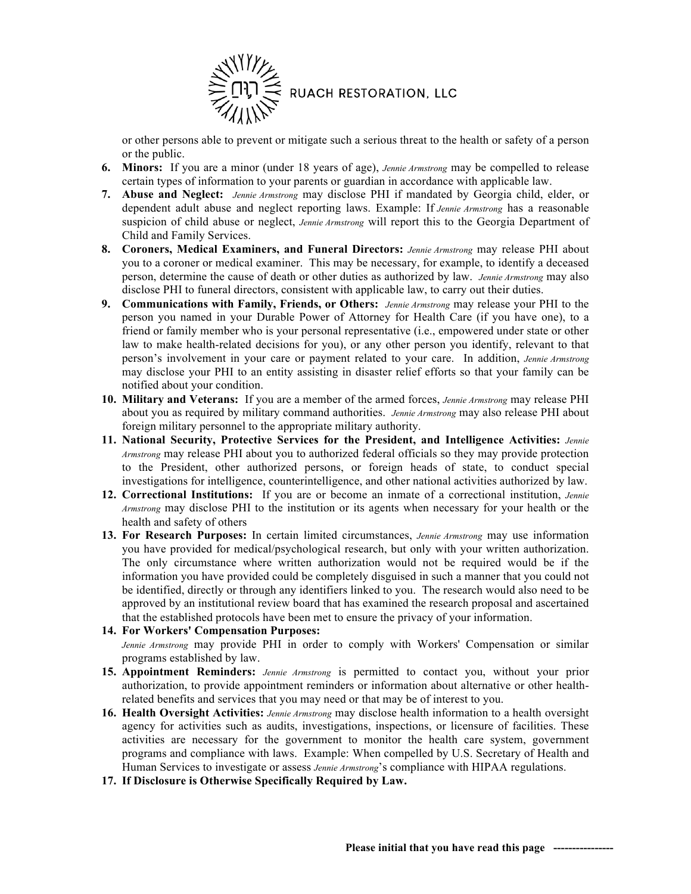or other persons able to prevent or mitigate such a serious threat to the health or safety of a person or the public.

6. **Minors:** If you are a minor (under 18 years of age), *Jennie Armstrong* may be compelled to release certain types of information to your parents or guardian in accordance with applicable law.
7. **Abuse and Neglect:** *Jennie Armstrong* may disclose PHI if mandated by Georgia child, elder, or dependent adult abuse and neglect reporting laws. Example: If *Jennie Armstrong* has a reasonable suspicion of child abuse or neglect, *Jennie Armstrong* will report this to the Georgia Department of Child and Family Services.
8. **Coroners, Medical Examiners, and Funeral Directors:** *Jennie Armstrong* may release PHI about you to a coroner or medical examiner. This may be necessary, for example, to identify a deceased person, determine the cause of death or other duties as authorized by law. *Jennie Armstrong* may also disclose PHI to funeral directors, consistent with applicable law, to carry out their duties.
9. **Communications with Family, Friends, or Others:** *Jennie Armstrong* may release your PHI to the person you named in your Durable Power of Attorney for Health Care (if you have one), to a friend or family member who is your personal representative (i.e., empowered under state or other law to make health-related decisions for you), or any other person you identify, relevant to that person's involvement in your care or payment related to your care. In addition, *Jennie Armstrong* may disclose your PHI to an entity assisting in disaster relief efforts so that your family can be notified about your condition.
10. **Military and Veterans:** If you are a member of the armed forces, *Jennie Armstrong* may release PHI about you as required by military command authorities. *Jennie Armstrong* may also release PHI about foreign military personnel to the appropriate military authority.
11. **National Security, Protective Services for the President, and Intelligence Activities:** *Jennie Armstrong* may release PHI about you to authorized federal officials so they may provide protection to the President, other authorized persons, or foreign heads of state, to conduct special investigations for intelligence, counterintelligence, and other national activities authorized by law.
12. **Correctional Institutions:** If you are or become an inmate of a correctional institution, *Jennie Armstrong* may disclose PHI to the institution or its agents when necessary for your health or the health and safety of others
13. **For Research Purposes:** In certain limited circumstances, *Jennie Armstrong* may use information you have provided for medical/psychological research, but only with your written authorization. The only circumstance where written authorization would not be required would be if the information you have provided could be completely disguised in such a manner that you could not be identified, directly or through any identifiers linked to you. The research would also need to be approved by an institutional review board that has examined the research proposal and ascertained that the established protocols have been met to ensure the privacy of your information.
14. **For Workers' Compensation Purposes:**
    *Jennie Armstrong* may provide PHI in order to comply with Workers' Compensation or similar programs established by law.
15. **Appointment Reminders:** *Jennie Armstrong* is permitted to contact you, without your prior authorization, to provide appointment reminders or information about alternative or other health-related benefits and services that you may need or that may be of interest to you.
16. **Health Oversight Activities:** *Jennie Armstrong* may disclose health information to a health oversight agency for activities such as audits, investigations, inspections, or licensure of facilities. These activities are necessary for the government to monitor the health care system, government programs and compliance with laws. Example: When compelled by U.S. Secretary of Health and Human Services to investigate or assess *Jennie Armstrong*'s compliance with HIPAA regulations.
17. **If Disclosure is Otherwise Specifically Required by Law.**

**Please initial that you have read this page ----------------**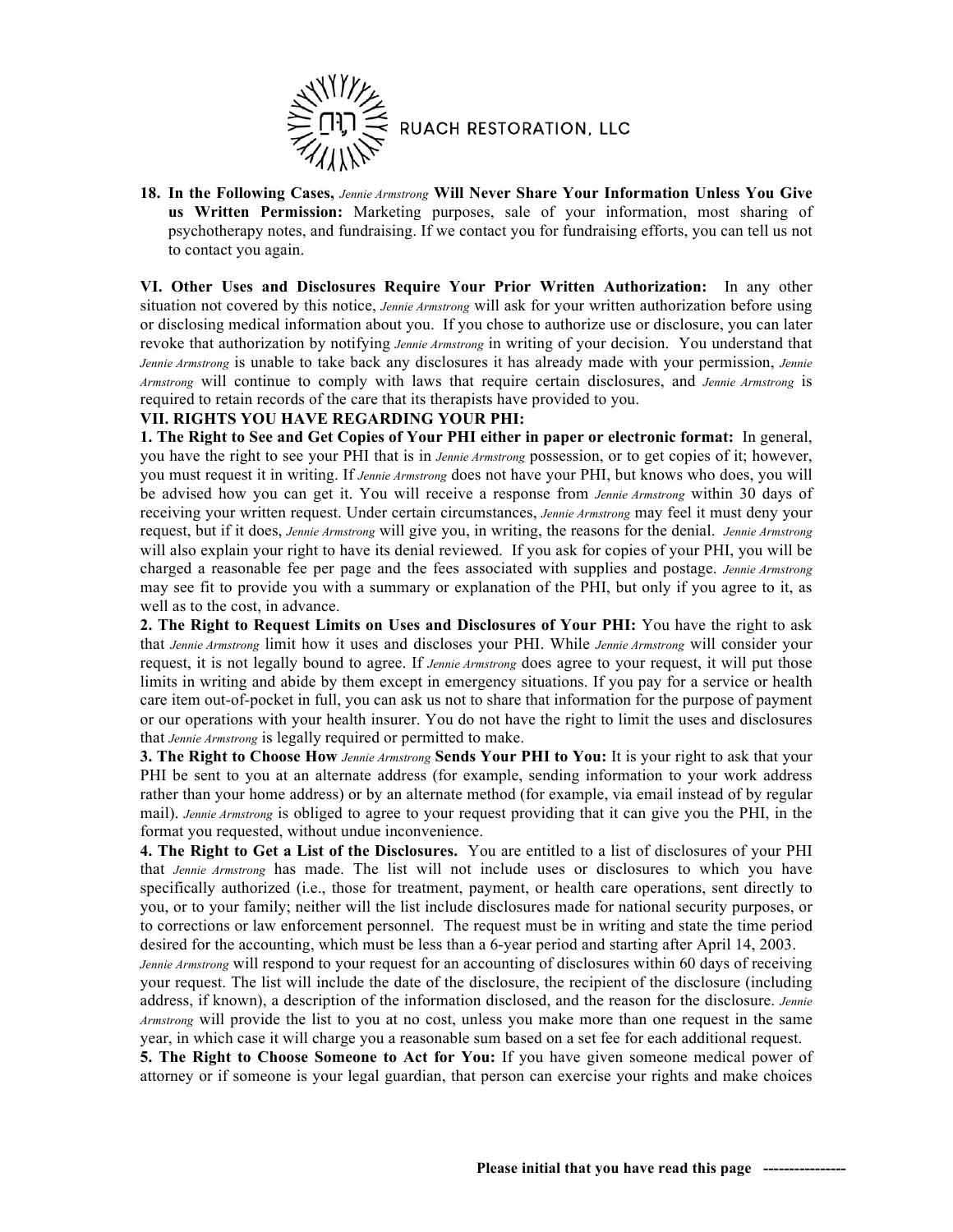RUACH RESTORATION, LLC

18. **In the Following Cases,** *Jennie Armstrong* **Will Never Share Your Information Unless You Give us Written Permission:** Marketing purposes, sale of your information, most sharing of psychotherapy notes, and fundraising. If we contact you for fundraising efforts, you can tell us not to contact you again.

**VI. Other Uses and Disclosures Require Your Prior Written Authorization:** In any other situation not covered by this notice, *Jennie Armstrong* will ask for your written authorization before using or disclosing medical information about you. If you chose to authorize use or disclosure, you can later revoke that authorization by notifying *Jennie Armstrong* in writing of your decision. You understand that *Jennie Armstrong* is unable to take back any disclosures it has already made with your permission, *Jennie Armstrong* will continue to comply with laws that require certain disclosures, and *Jennie Armstrong* is required to retain records of the care that its therapists have provided to you.

**VII. RIGHTS YOU HAVE REGARDING YOUR PHI:**

**1. The Right to See and Get Copies of Your PHI either in paper or electronic format:** In general, you have the right to see your PHI that is in *Jennie Armstrong* possession, or to get copies of it; however, you must request it in writing. If *Jennie Armstrong* does not have your PHI, but knows who does, you will be advised how you can get it. You will receive a response from *Jennie Armstrong* within 30 days of receiving your written request. Under certain circumstances, *Jennie Armstrong* may feel it must deny your request, but if it does, *Jennie Armstrong* will give you, in writing, the reasons for the denial. *Jennie Armstrong* will also explain your right to have its denial reviewed. If you ask for copies of your PHI, you will be charged a reasonable fee per page and the fees associated with supplies and postage. *Jennie Armstrong* may see fit to provide you with a summary or explanation of the PHI, but only if you agree to it, as well as to the cost, in advance.

**2. The Right to Request Limits on Uses and Disclosures of Your PHI:** You have the right to ask that *Jennie Armstrong* limit how it uses and discloses your PHI. While *Jennie Armstrong* will consider your request, it is not legally bound to agree. If *Jennie Armstrong* does agree to your request, it will put those limits in writing and abide by them except in emergency situations. If you pay for a service or health care item out-of-pocket in full, you can ask us not to share that information for the purpose of payment or our operations with your health insurer. You do not have the right to limit the uses and disclosures that *Jennie Armstrong* is legally required or permitted to make.

**3. The Right to Choose How** *Jennie Armstrong* **Sends Your PHI to You:** It is your right to ask that your PHI be sent to you at an alternate address (for example, sending information to your work address rather than your home address) or by an alternate method (for example, via email instead of by regular mail). *Jennie Armstrong* is obliged to agree to your request providing that it can give you the PHI, in the format you requested, without undue inconvenience.

**4. The Right to Get a List of the Disclosures.** You are entitled to a list of disclosures of your PHI that *Jennie Armstrong* has made. The list will not include uses or disclosures to which you have specifically authorized (i.e., those for treatment, payment, or health care operations, sent directly to you, or to your family; neither will the list include disclosures made for national security purposes, or to corrections or law enforcement personnel. The request must be in writing and state the time period desired for the accounting, which must be less than a 6-year period and starting after April 14, 2003. *Jennie Armstrong* will respond to your request for an accounting of disclosures within 60 days of receiving your request. The list will include the date of the disclosure, the recipient of the disclosure (including address, if known), a description of the information disclosed, and the reason for the disclosure. *Jennie Armstrong* will provide the list to you at no cost, unless you make more than one request in the same year, in which case it will charge you a reasonable sum based on a set fee for each additional request.

**5. The Right to Choose Someone to Act for You:** If you have given someone medical power of attorney or if someone is your legal guardian, that person can exercise your rights and make choices

**Please initial that you have read this page ----------------**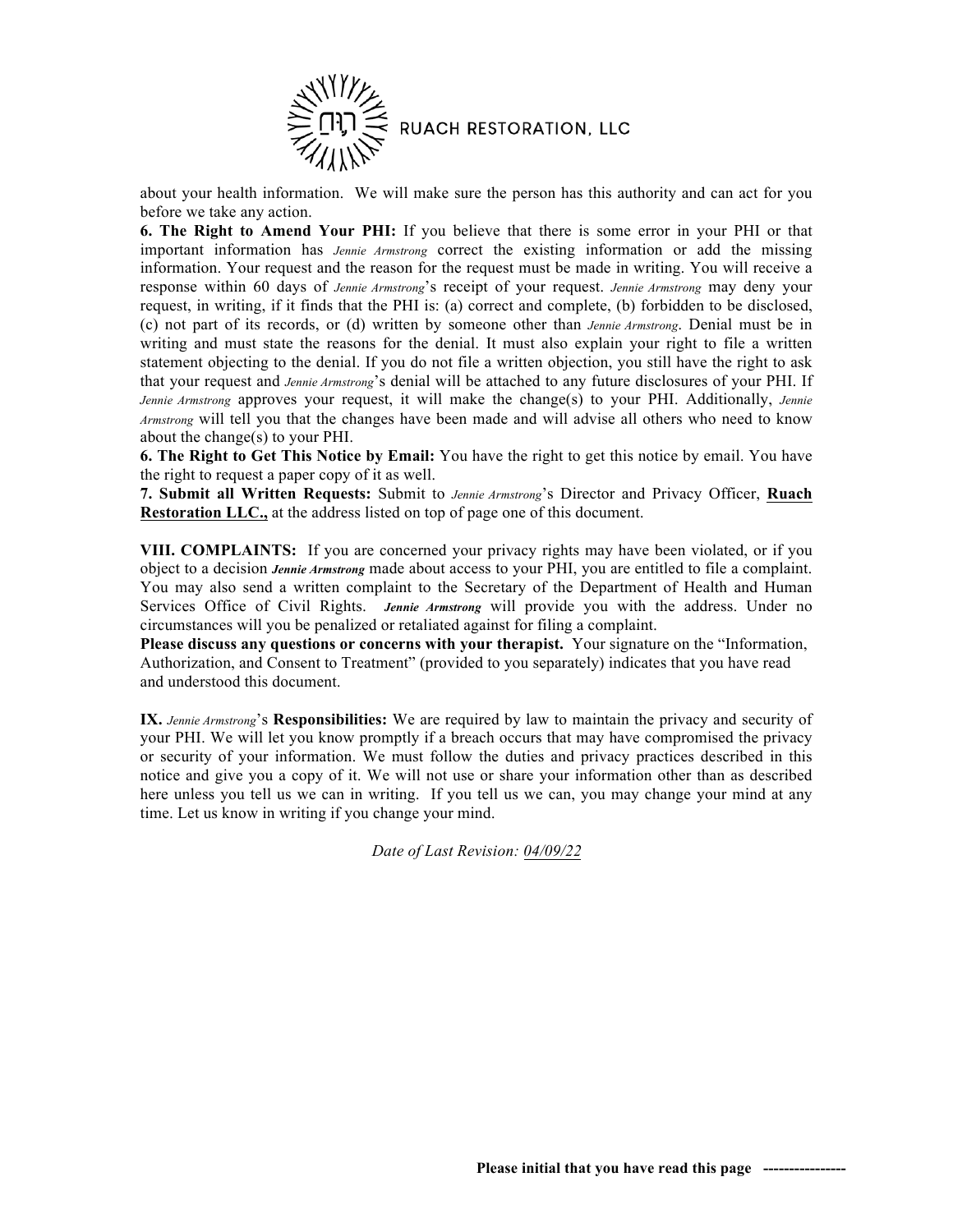about your health information. We will make sure the person has this authority and can act for you before we take any action.

**6. The Right to Amend Your PHI:** If you believe that there is some error in your PHI or that important information has *Jennie Armstrong* correct the existing information or add the missing information. Your request and the reason for the request must be made in writing. You will receive a response within 60 days of *Jennie Armstrong*'s receipt of your request. *Jennie Armstrong* may deny your request, in writing, if it finds that the PHI is: (a) correct and complete, (b) forbidden to be disclosed, (c) not part of its records, or (d) written by someone other than *Jennie Armstrong*. Denial must be in writing and must state the reasons for the denial. It must also explain your right to file a written statement objecting to the denial. If you do not file a written objection, you still have the right to ask that your request and *Jennie Armstrong*'s denial will be attached to any future disclosures of your PHI. If *Jennie Armstrong* approves your request, it will make the change(s) to your PHI. Additionally, *Jennie Armstrong* will tell you that the changes have been made and will advise all others who need to know about the change(s) to your PHI.

**6. The Right to Get This Notice by Email:** You have the right to get this notice by email. You have the right to request a paper copy of it as well.

**7. Submit all Written Requests:** Submit to *Jennie Armstrong*'s Director and Privacy Officer, **Ruach Restoration LLC.,** at the address listed on top of page one of this document.

**VIII. COMPLAINTS:** If you are concerned your privacy rights may have been violated, or if you object to a decision ***Jennie Armstrong*** made about access to your PHI, you are entitled to file a complaint. You may also send a written complaint to the Secretary of the Department of Health and Human Services Office of Civil Rights. ***Jennie Armstrong*** will provide you with the address. Under no circumstances will you be penalized or retaliated against for filing a complaint.

**Please discuss any questions or concerns with your therapist.** Your signature on the "Information, Authorization, and Consent to Treatment" (provided to you separately) indicates that you have read and understood this document.

**IX.** *Jennie Armstrong*'s **Responsibilities:** We are required by law to maintain the privacy and security of your PHI. We will let you know promptly if a breach occurs that may have compromised the privacy or security of your information. We must follow the duties and privacy practices described in this notice and give you a copy of it. We will not use or share your information other than as described here unless you tell us we can in writing. If you tell us we can, you may change your mind at any time. Let us know in writing if you change your mind.

*Date of Last Revision: 04/09/22*

**Please initial that you have read this page ----------------**